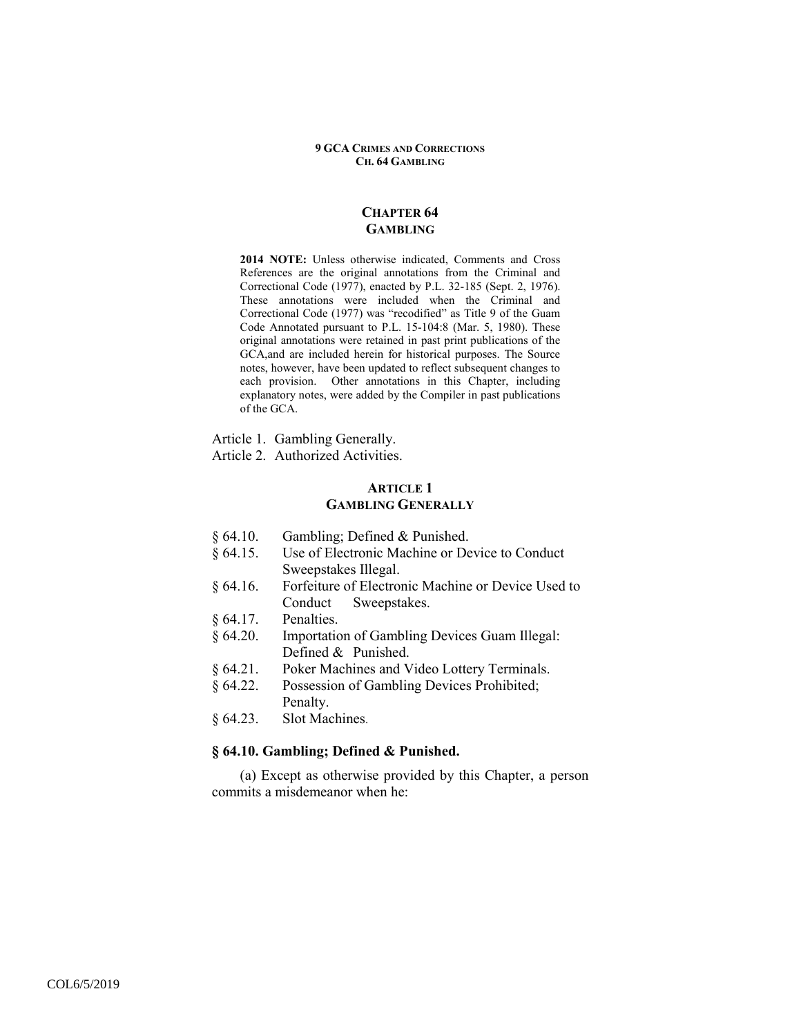# CHAPTER 64
# GAMBLING

**2014 NOTE:** Unless otherwise indicated, Comments and Cross References are the original annotations from the Criminal and Correctional Code (1977), enacted by P.L. 32-185 (Sept. 2, 1976). These annotations were included when the Criminal and Correctional Code (1977) was "recodified" as Title 9 of the Guam Code Annotated pursuant to P.L. 15-104:8 (Mar. 5, 1980). These original annotations were retained in past print publications of the GCA,and are included herein for historical purposes. The Source notes, however, have been updated to reflect subsequent changes to each provision. Other annotations in this Chapter, including explanatory notes, were added by the Compiler in past publications of the GCA.

Article 1. Gambling Generally.
Article 2. Authorized Activities.

## ARTICLE 1
## GAMBLING GENERALLY

§ 64.10. Gambling; Defined & Punished.
§ 64.15. Use of Electronic Machine or Device to Conduct Sweepstakes Illegal.
§ 64.16. Forfeiture of Electronic Machine or Device Used to Conduct Sweepstakes.
§ 64.17. Penalties.
§ 64.20. Importation of Gambling Devices Guam Illegal: Defined & Punished.
§ 64.21. Poker Machines and Video Lottery Terminals.
§ 64.22. Possession of Gambling Devices Prohibited; Penalty.
§ 64.23. Slot Machines.

### § 64.10. Gambling; Defined & Punished.

(a) Except as otherwise provided by this Chapter, a person commits a misdemeanor when he: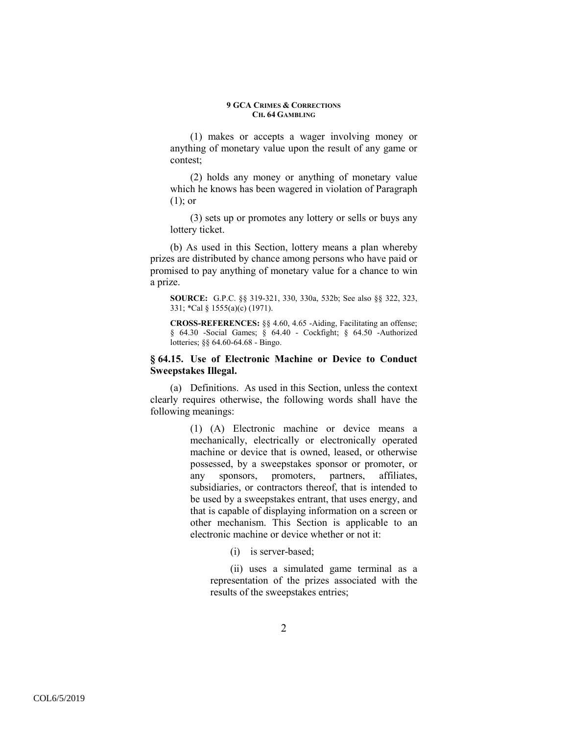(1) makes or accepts a wager involving money or anything of monetary value upon the result of any game or contest;

(2) holds any money or anything of monetary value which he knows has been wagered in violation of Paragraph (1); or

(3) sets up or promotes any lottery or sells or buys any lottery ticket.

(b) As used in this Section, lottery means a plan whereby prizes are distributed by chance among persons who have paid or promised to pay anything of monetary value for a chance to win a prize.

**SOURCE:** G.P.C. §§ 319-321, 330, 330a, 532b; See also §§ 322, 323, 331; *Cal § 1555(a)(c) (1971).

**CROSS-REFERENCES:** §§ 4.60, 4.65 -Aiding, Facilitating an offense; § 64.30 -Social Games; § 64.40 - Cockfight; § 64.50 -Authorized lotteries; §§ 64.60-64.68 - Bingo.

### § 64.15. Use of Electronic Machine or Device to Conduct Sweepstakes Illegal.

(a) Definitions. As used in this Section, unless the context clearly requires otherwise, the following words shall have the following meanings:

(1) (A) Electronic machine or device means a mechanically, electrically or electronically operated machine or device that is owned, leased, or otherwise possessed, by a sweepstakes sponsor or promoter, or any sponsors, promoters, partners, affiliates, subsidiaries, or contractors thereof, that is intended to be used by a sweepstakes entrant, that uses energy, and that is capable of displaying information on a screen or other mechanism. This Section is applicable to an electronic machine or device whether or not it:

(i) is server-based;

(ii) uses a simulated game terminal as a representation of the prizes associated with the results of the sweepstakes entries;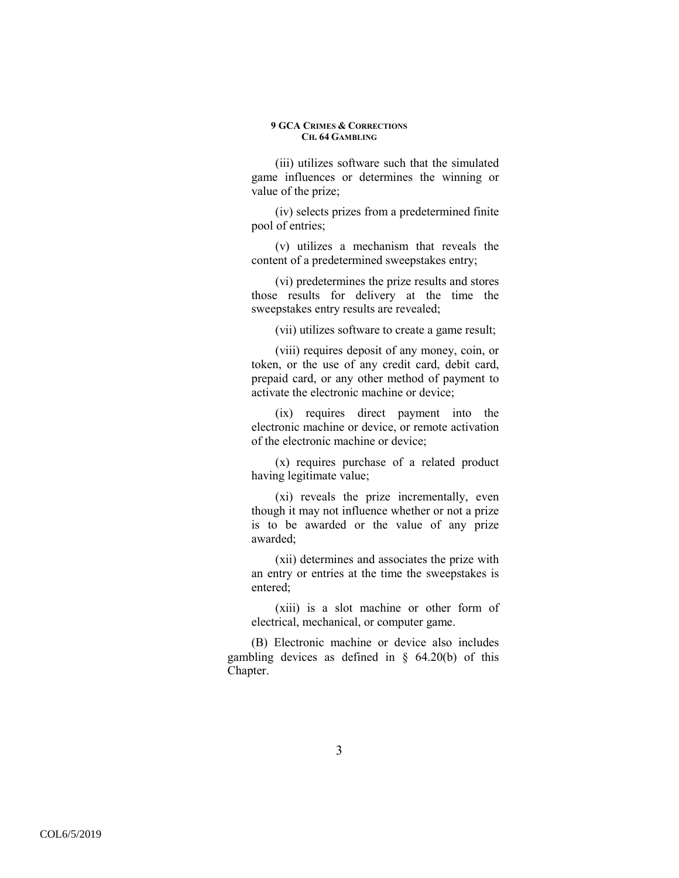(iii) utilizes software such that the simulated game influences or determines the winning or value of the prize;

(iv) selects prizes from a predetermined finite pool of entries;

(v) utilizes a mechanism that reveals the content of a predetermined sweepstakes entry;

(vi) predetermines the prize results and stores those results for delivery at the time the sweepstakes entry results are revealed;

(vii) utilizes software to create a game result;

(viii) requires deposit of any money, coin, or token, or the use of any credit card, debit card, prepaid card, or any other method of payment to activate the electronic machine or device;

(ix) requires direct payment into the electronic machine or device, or remote activation of the electronic machine or device;

(x) requires purchase of a related product having legitimate value;

(xi) reveals the prize incrementally, even though it may not influence whether or not a prize is to be awarded or the value of any prize awarded;

(xii) determines and associates the prize with an entry or entries at the time the sweepstakes is entered;

(xiii) is a slot machine or other form of electrical, mechanical, or computer game.

(B) Electronic machine or device also includes gambling devices as defined in § 64.20(b) of this Chapter.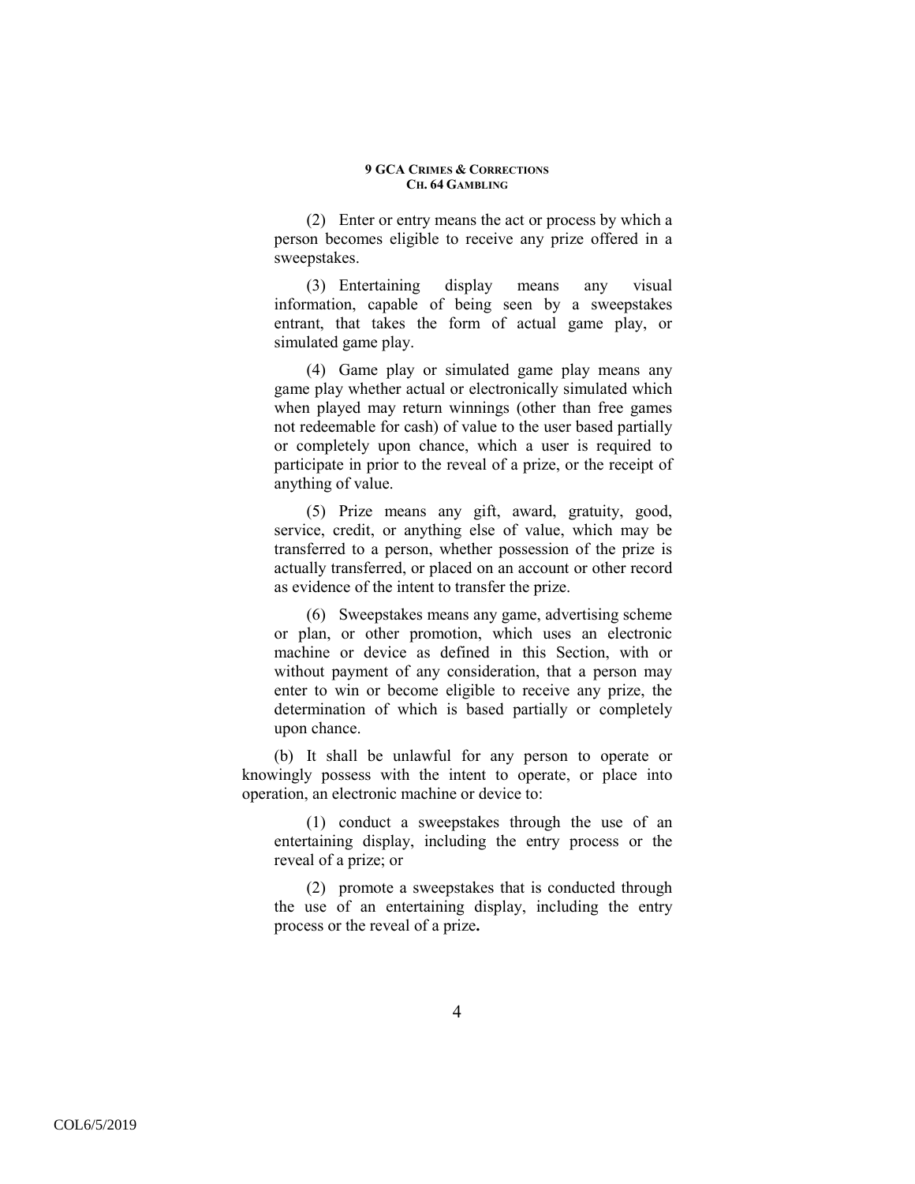(2) Enter or entry means the act or process by which a person becomes eligible to receive any prize offered in a sweepstakes.

(3) Entertaining display means any visual information, capable of being seen by a sweepstakes entrant, that takes the form of actual game play, or simulated game play.

(4) Game play or simulated game play means any game play whether actual or electronically simulated which when played may return winnings (other than free games not redeemable for cash) of value to the user based partially or completely upon chance, which a user is required to participate in prior to the reveal of a prize, or the receipt of anything of value.

(5) Prize means any gift, award, gratuity, good, service, credit, or anything else of value, which may be transferred to a person, whether possession of the prize is actually transferred, or placed on an account or other record as evidence of the intent to transfer the prize.

(6) Sweepstakes means any game, advertising scheme or plan, or other promotion, which uses an electronic machine or device as defined in this Section, with or without payment of any consideration, that a person may enter to win or become eligible to receive any prize, the determination of which is based partially or completely upon chance.

(b) It shall be unlawful for any person to operate or knowingly possess with the intent to operate, or place into operation, an electronic machine or device to:

(1) conduct a sweepstakes through the use of an entertaining display, including the entry process or the reveal of a prize; or

(2) promote a sweepstakes that is conducted through the use of an entertaining display, including the entry process or the reveal of a prize**.**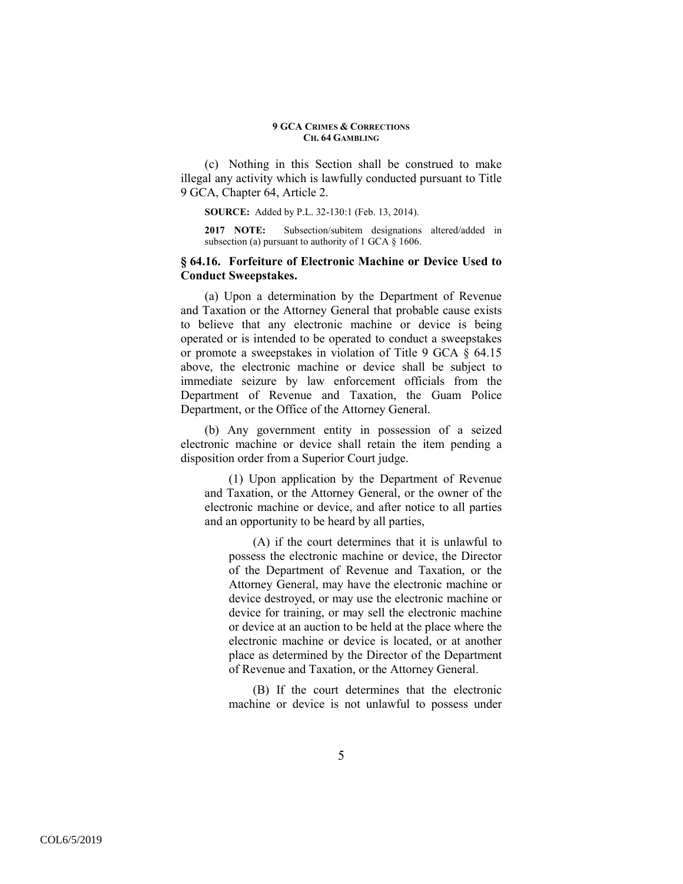(c) Nothing in this Section shall be construed to make illegal any activity which is lawfully conducted pursuant to Title 9 GCA, Chapter 64, Article 2.

**SOURCE:** Added by P.L. 32-130:1 (Feb. 13, 2014).

**2017 NOTE:** Subsection/subitem designations altered/added in subsection (a) pursuant to authority of 1 GCA § 1606.

### § 64.16. Forfeiture of Electronic Machine or Device Used to Conduct Sweepstakes.

(a) Upon a determination by the Department of Revenue and Taxation or the Attorney General that probable cause exists to believe that any electronic machine or device is being operated or is intended to be operated to conduct a sweepstakes or promote a sweepstakes in violation of Title 9 GCA § 64.15 above, the electronic machine or device shall be subject to immediate seizure by law enforcement officials from the Department of Revenue and Taxation, the Guam Police Department, or the Office of the Attorney General.

(b) Any government entity in possession of a seized electronic machine or device shall retain the item pending a disposition order from a Superior Court judge.

(1) Upon application by the Department of Revenue and Taxation, or the Attorney General, or the owner of the electronic machine or device, and after notice to all parties and an opportunity to be heard by all parties,

(A) if the court determines that it is unlawful to possess the electronic machine or device, the Director of the Department of Revenue and Taxation, or the Attorney General, may have the electronic machine or device destroyed, or may use the electronic machine or device for training, or may sell the electronic machine or device at an auction to be held at the place where the electronic machine or device is located, or at another place as determined by the Director of the Department of Revenue and Taxation, or the Attorney General.

(B) If the court determines that the electronic machine or device is not unlawful to possess under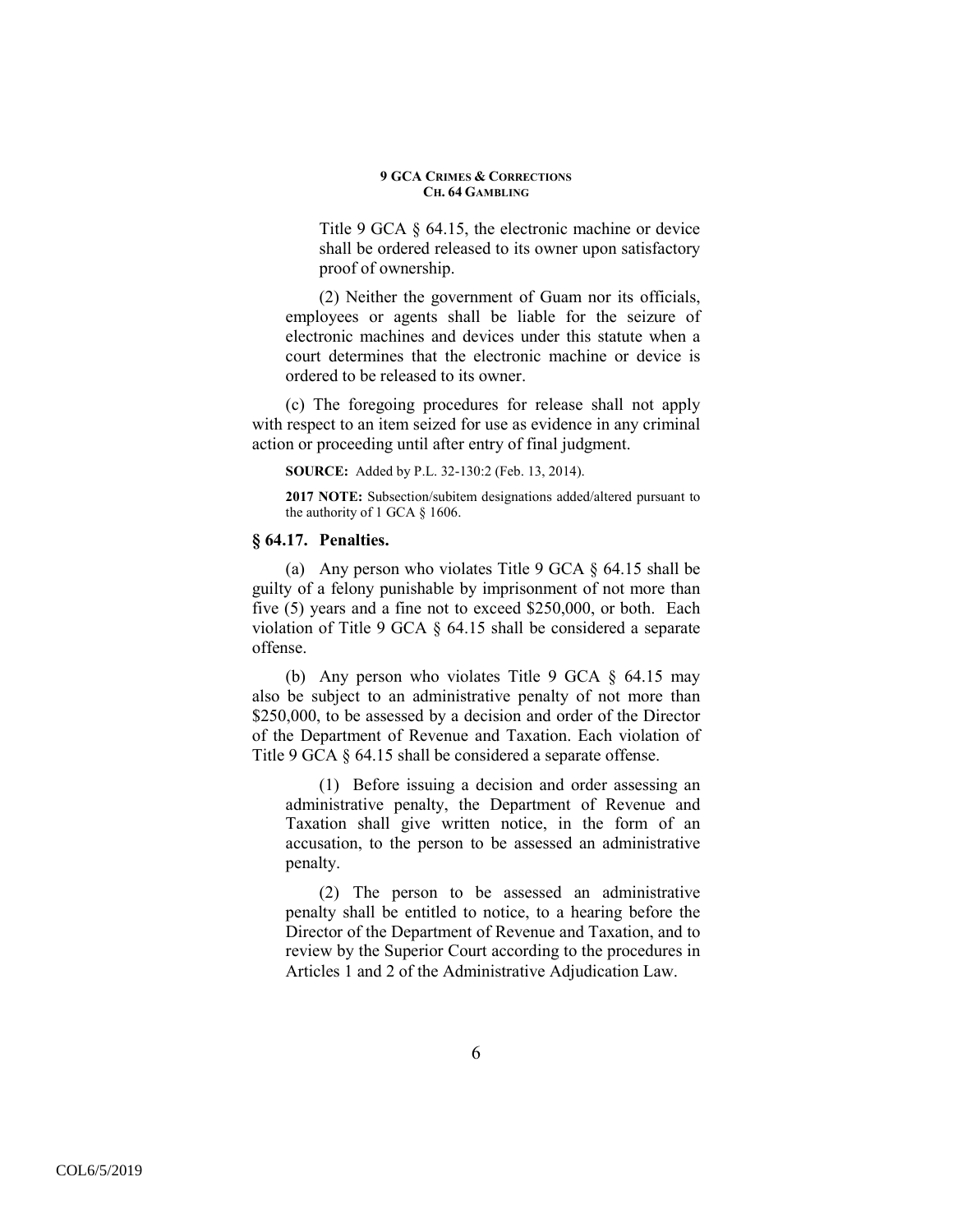Title 9 GCA § 64.15, the electronic machine or device shall be ordered released to its owner upon satisfactory proof of ownership.

(2) Neither the government of Guam nor its officials, employees or agents shall be liable for the seizure of electronic machines and devices under this statute when a court determines that the electronic machine or device is ordered to be released to its owner.

(c) The foregoing procedures for release shall not apply with respect to an item seized for use as evidence in any criminal action or proceeding until after entry of final judgment.

**SOURCE:** Added by P.L. 32-130:2 (Feb. 13, 2014).

**2017 NOTE:** Subsection/subitem designations added/altered pursuant to the authority of 1 GCA § 1606.

### § 64.17. Penalties.

(a) Any person who violates Title 9 GCA § 64.15 shall be guilty of a felony punishable by imprisonment of not more than five (5) years and a fine not to exceed $250,000, or both. Each violation of Title 9 GCA § 64.15 shall be considered a separate offense.

(b) Any person who violates Title 9 GCA § 64.15 may also be subject to an administrative penalty of not more than $250,000, to be assessed by a decision and order of the Director of the Department of Revenue and Taxation. Each violation of Title 9 GCA § 64.15 shall be considered a separate offense.

(1) Before issuing a decision and order assessing an administrative penalty, the Department of Revenue and Taxation shall give written notice, in the form of an accusation, to the person to be assessed an administrative penalty.

(2) The person to be assessed an administrative penalty shall be entitled to notice, to a hearing before the Director of the Department of Revenue and Taxation, and to review by the Superior Court according to the procedures in Articles 1 and 2 of the Administrative Adjudication Law.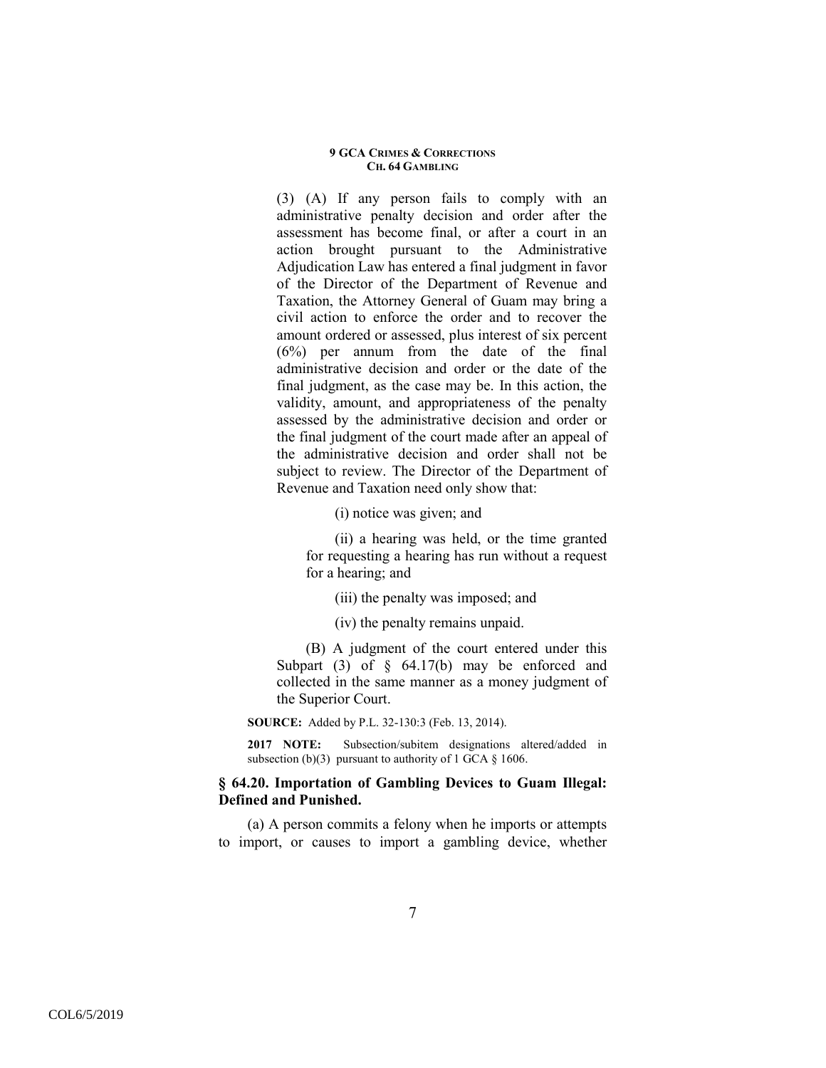(3) (A) If any person fails to comply with an administrative penalty decision and order after the assessment has become final, or after a court in an action brought pursuant to the Administrative Adjudication Law has entered a final judgment in favor of the Director of the Department of Revenue and Taxation, the Attorney General of Guam may bring a civil action to enforce the order and to recover the amount ordered or assessed, plus interest of six percent (6%) per annum from the date of the final administrative decision and order or the date of the final judgment, as the case may be. In this action, the validity, amount, and appropriateness of the penalty assessed by the administrative decision and order or the final judgment of the court made after an appeal of the administrative decision and order shall not be subject to review. The Director of the Department of Revenue and Taxation need only show that:

(i) notice was given; and

(ii) a hearing was held, or the time granted for requesting a hearing has run without a request for a hearing; and

(iii) the penalty was imposed; and

(iv) the penalty remains unpaid.

(B) A judgment of the court entered under this Subpart (3) of § 64.17(b) may be enforced and collected in the same manner as a money judgment of the Superior Court.

**SOURCE:** Added by P.L. 32-130:3 (Feb. 13, 2014).

**2017 NOTE:** Subsection/subitem designations altered/added in subsection (b)(3) pursuant to authority of 1 GCA § 1606.

### § 64.20. Importation of Gambling Devices to Guam Illegal: Defined and Punished.

(a) A person commits a felony when he imports or attempts to import, or causes to import a gambling device, whether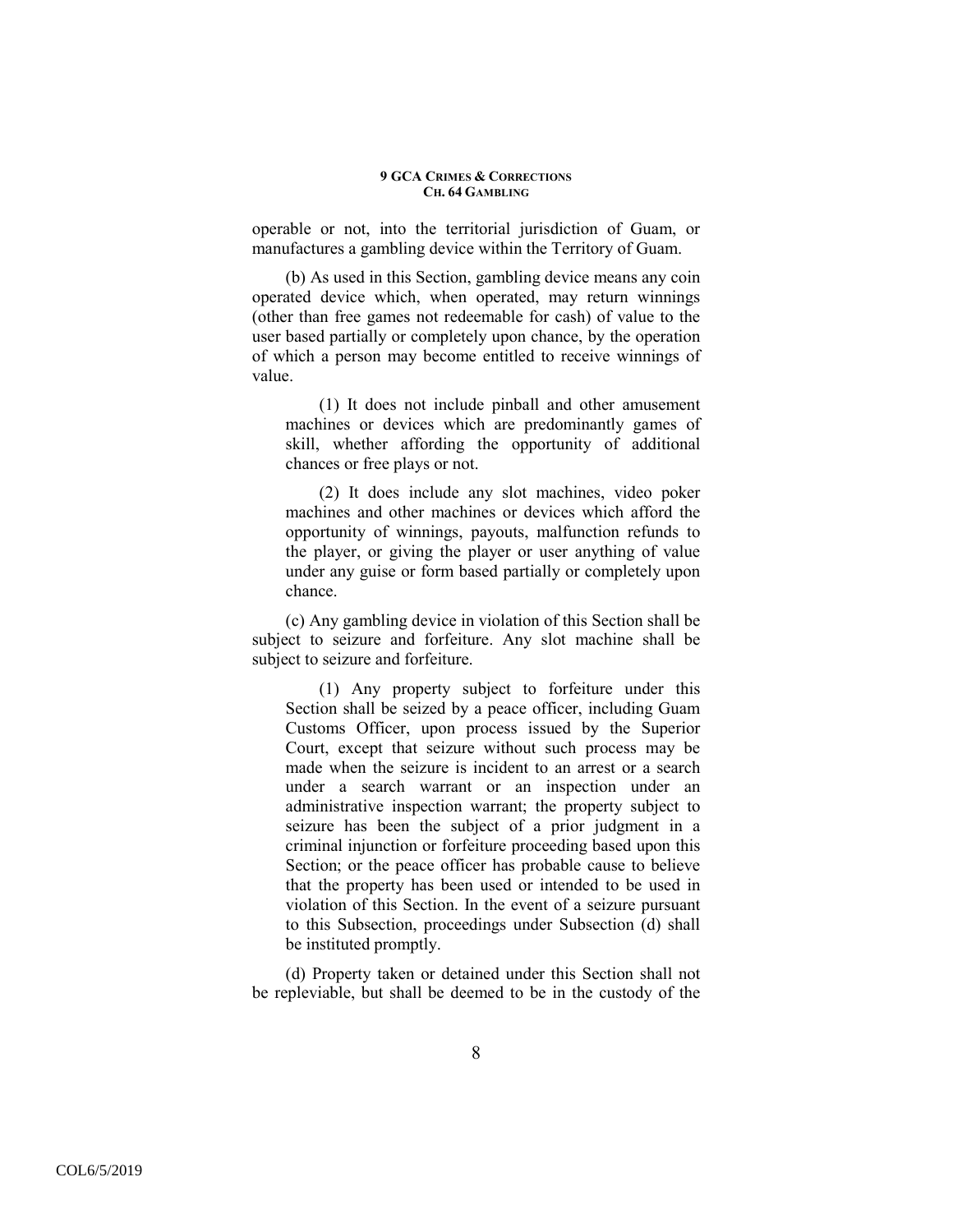operable or not, into the territorial jurisdiction of Guam, or manufactures a gambling device within the Territory of Guam.

(b) As used in this Section, gambling device means any coin operated device which, when operated, may return winnings (other than free games not redeemable for cash) of value to the user based partially or completely upon chance, by the operation of which a person may become entitled to receive winnings of value.

(1) It does not include pinball and other amusement machines or devices which are predominantly games of skill, whether affording the opportunity of additional chances or free plays or not.

(2) It does include any slot machines, video poker machines and other machines or devices which afford the opportunity of winnings, payouts, malfunction refunds to the player, or giving the player or user anything of value under any guise or form based partially or completely upon chance.

(c) Any gambling device in violation of this Section shall be subject to seizure and forfeiture. Any slot machine shall be subject to seizure and forfeiture.

(1) Any property subject to forfeiture under this Section shall be seized by a peace officer, including Guam Customs Officer, upon process issued by the Superior Court, except that seizure without such process may be made when the seizure is incident to an arrest or a search under a search warrant or an inspection under an administrative inspection warrant; the property subject to seizure has been the subject of a prior judgment in a criminal injunction or forfeiture proceeding based upon this Section; or the peace officer has probable cause to believe that the property has been used or intended to be used in violation of this Section. In the event of a seizure pursuant to this Subsection, proceedings under Subsection (d) shall be instituted promptly.

(d) Property taken or detained under this Section shall not be repleviable, but shall be deemed to be in the custody of the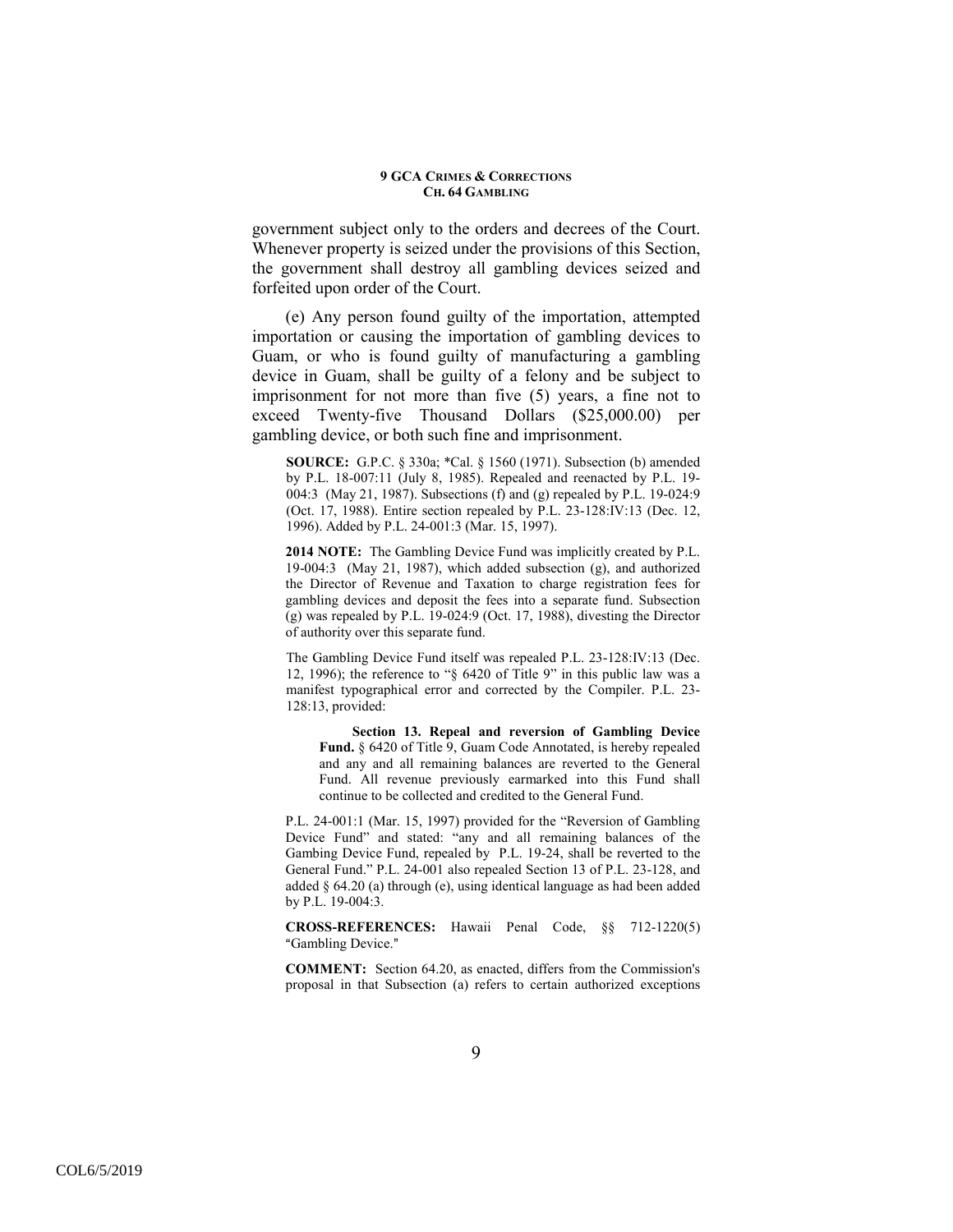government subject only to the orders and decrees of the Court. Whenever property is seized under the provisions of this Section, the government shall destroy all gambling devices seized and forfeited upon order of the Court.

(e) Any person found guilty of the importation, attempted importation or causing the importation of gambling devices to Guam, or who is found guilty of manufacturing a gambling device in Guam, shall be guilty of a felony and be subject to imprisonment for not more than five (5) years, a fine not to exceed Twenty-five Thousand Dollars ($25,000.00) per gambling device, or both such fine and imprisonment.

**SOURCE:** G.P.C. § 330a; *Cal. § 1560 (1971). Subsection (b) amended by P.L. 18-007:11 (July 8, 1985). Repealed and reenacted by P.L. 19-004:3 (May 21, 1987). Subsections (f) and (g) repealed by P.L. 19-024:9 (Oct. 17, 1988). Entire section repealed by P.L. 23-128:IV:13 (Dec. 12, 1996). Added by P.L. 24-001:3 (Mar. 15, 1997).

**2014 NOTE:** The Gambling Device Fund was implicitly created by P.L. 19-004:3 (May 21, 1987), which added subsection (g), and authorized the Director of Revenue and Taxation to charge registration fees for gambling devices and deposit the fees into a separate fund. Subsection (g) was repealed by P.L. 19-024:9 (Oct. 17, 1988), divesting the Director of authority over this separate fund.

The Gambling Device Fund itself was repealed P.L. 23-128:IV:13 (Dec. 12, 1996); the reference to "§ 6420 of Title 9" in this public law was a manifest typographical error and corrected by the Compiler. P.L. 23-128:13, provided:

> **Section 13. Repeal and reversion of Gambling Device Fund.** § 6420 of Title 9, Guam Code Annotated, is hereby repealed and any and all remaining balances are reverted to the General Fund. All revenue previously earmarked into this Fund shall continue to be collected and credited to the General Fund.

P.L. 24-001:1 (Mar. 15, 1997) provided for the "Reversion of Gambling Device Fund" and stated: "any and all remaining balances of the Gambing Device Fund, repealed by P.L. 19-24, shall be reverted to the General Fund." P.L. 24-001 also repealed Section 13 of P.L. 23-128, and added § 64.20 (a) through (e), using identical language as had been added by P.L. 19-004:3.

**CROSS-REFERENCES:** Hawaii Penal Code, §§ 712-1220(5) "Gambling Device."

**COMMENT:** Section 64.20, as enacted, differs from the Commission's proposal in that Subsection (a) refers to certain authorized exceptions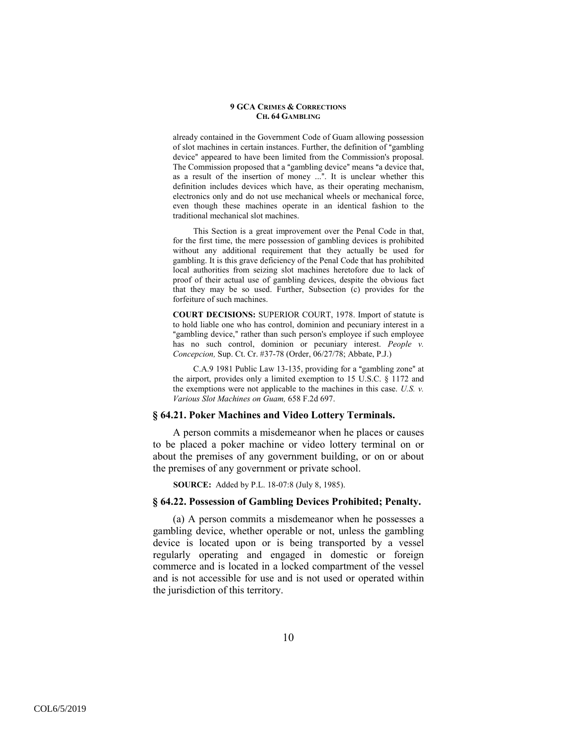already contained in the Government Code of Guam allowing possession of slot machines in certain instances. Further, the definition of "gambling device" appeared to have been limited from the Commission's proposal. The Commission proposed that a "gambling device" means "a device that, as a result of the insertion of money ...". It is unclear whether this definition includes devices which have, as their operating mechanism, electronics only and do not use mechanical wheels or mechanical force, even though these machines operate in an identical fashion to the traditional mechanical slot machines.

This Section is a great improvement over the Penal Code in that, for the first time, the mere possession of gambling devices is prohibited without any additional requirement that they actually be used for gambling. It is this grave deficiency of the Penal Code that has prohibited local authorities from seizing slot machines heretofore due to lack of proof of their actual use of gambling devices, despite the obvious fact that they may be so used. Further, Subsection (c) provides for the forfeiture of such machines.

**COURT DECISIONS:** SUPERIOR COURT, 1978. Import of statute is to hold liable one who has control, dominion and pecuniary interest in a "gambling device," rather than such person's employee if such employee has no such control, dominion or pecuniary interest. *People v. Concepcion,* Sup. Ct. Cr. #37-78 (Order, 06/27/78; Abbate, P.J.)

C.A.9 1981 Public Law 13-135, providing for a "gambling zone" at the airport, provides only a limited exemption to 15 U.S.C. § 1172 and the exemptions were not applicable to the machines in this case. *U.S. v. Various Slot Machines on Guam,* 658 F.2d 697.

### § 64.21. Poker Machines and Video Lottery Terminals.

A person commits a misdemeanor when he places or causes to be placed a poker machine or video lottery terminal on or about the premises of any government building, or on or about the premises of any government or private school.

**SOURCE:** Added by P.L. 18-07:8 (July 8, 1985).

### § 64.22. Possession of Gambling Devices Prohibited; Penalty.

(a) A person commits a misdemeanor when he possesses a gambling device, whether operable or not, unless the gambling device is located upon or is being transported by a vessel regularly operating and engaged in domestic or foreign commerce and is located in a locked compartment of the vessel and is not accessible for use and is not used or operated within the jurisdiction of this territory.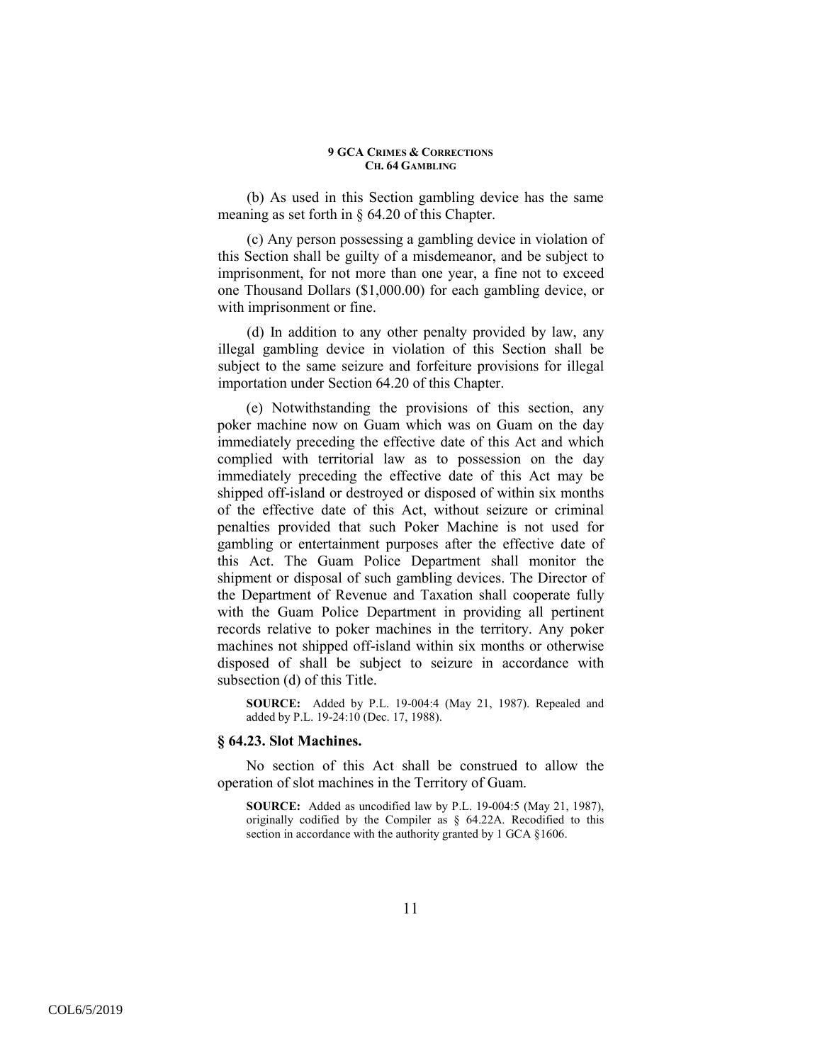(b) As used in this Section gambling device has the same meaning as set forth in § 64.20 of this Chapter.

(c) Any person possessing a gambling device in violation of this Section shall be guilty of a misdemeanor, and be subject to imprisonment, for not more than one year, a fine not to exceed one Thousand Dollars ($1,000.00) for each gambling device, or with imprisonment or fine.

(d) In addition to any other penalty provided by law, any illegal gambling device in violation of this Section shall be subject to the same seizure and forfeiture provisions for illegal importation under Section 64.20 of this Chapter.

(e) Notwithstanding the provisions of this section, any poker machine now on Guam which was on Guam on the day immediately preceding the effective date of this Act and which complied with territorial law as to possession on the day immediately preceding the effective date of this Act may be shipped off-island or destroyed or disposed of within six months of the effective date of this Act, without seizure or criminal penalties provided that such Poker Machine is not used for gambling or entertainment purposes after the effective date of this Act. The Guam Police Department shall monitor the shipment or disposal of such gambling devices. The Director of the Department of Revenue and Taxation shall cooperate fully with the Guam Police Department in providing all pertinent records relative to poker machines in the territory. Any poker machines not shipped off-island within six months or otherwise disposed of shall be subject to seizure in accordance with subsection (d) of this Title.

**SOURCE:** Added by P.L. 19-004:4 (May 21, 1987). Repealed and added by P.L. 19-24:10 (Dec. 17, 1988).

### § 64.23. Slot Machines.

No section of this Act shall be construed to allow the operation of slot machines in the Territory of Guam.

**SOURCE:** Added as uncodified law by P.L. 19-004:5 (May 21, 1987), originally codified by the Compiler as § 64.22A. Recodified to this section in accordance with the authority granted by 1 GCA §1606.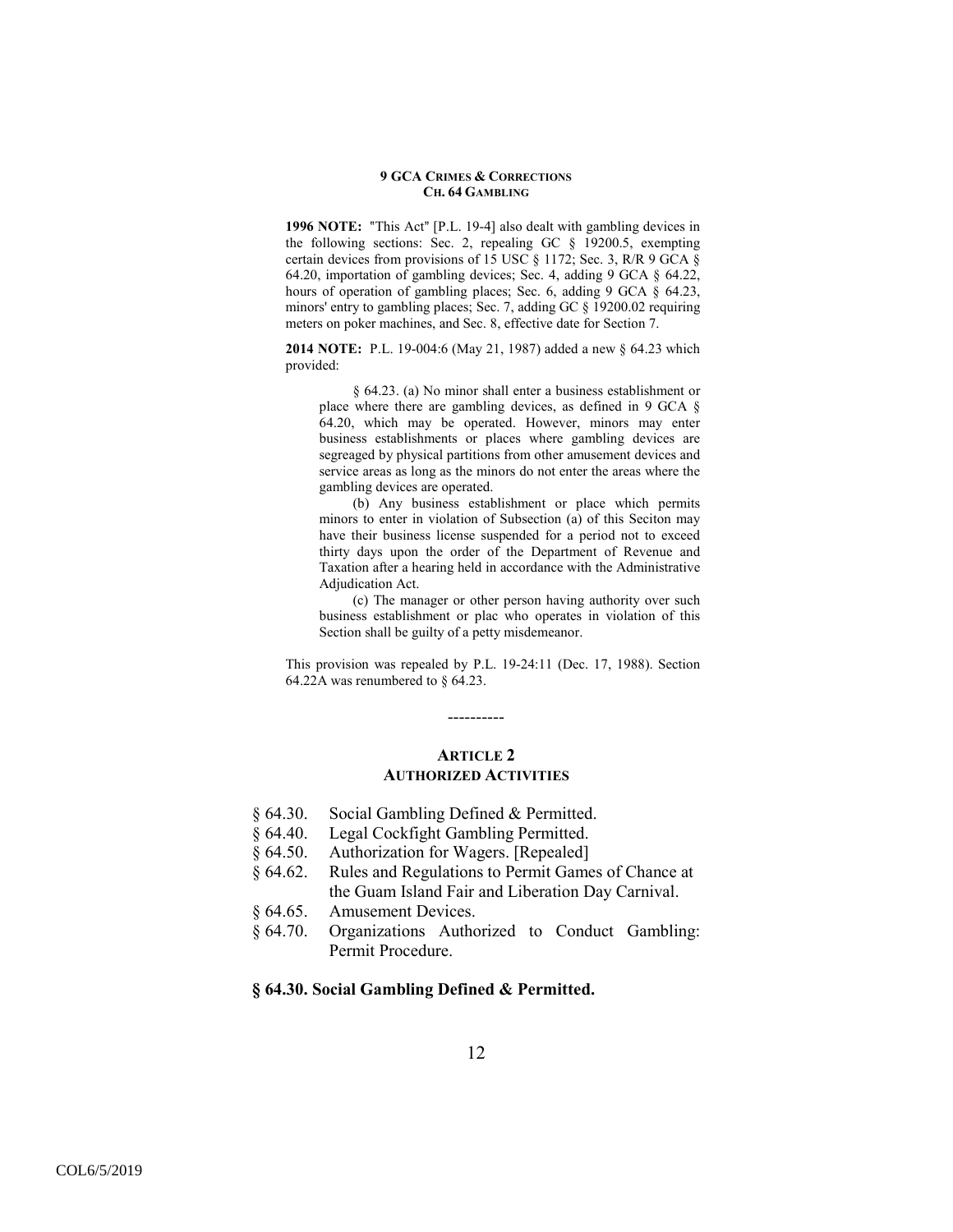**1996 NOTE:** "This Act" [P.L. 19-4] also dealt with gambling devices in the following sections: Sec. 2, repealing GC § 19200.5, exempting certain devices from provisions of 15 USC § 1172; Sec. 3, R/R 9 GCA § 64.20, importation of gambling devices; Sec. 4, adding 9 GCA § 64.22, hours of operation of gambling places; Sec. 6, adding 9 GCA § 64.23, minors' entry to gambling places; Sec. 7, adding GC § 19200.02 requiring meters on poker machines, and Sec. 8, effective date for Section 7.

**2014 NOTE:** P.L. 19-004:6 (May 21, 1987) added a new § 64.23 which provided:

> § 64.23. (a) No minor shall enter a business establishment or place where there are gambling devices, as defined in 9 GCA § 64.20, which may be operated. However, minors may enter business establishments or places where gambling devices are segreaged by physical partitions from other amusement devices and service areas as long as the minors do not enter the areas where the gambling devices are operated.
>
> (b) Any business establishment or place which permits minors to enter in violation of Subsection (a) of this Seciton may have their business license suspended for a period not to exceed thirty days upon the order of the Department of Revenue and Taxation after a hearing held in accordance with the Administrative Adjudication Act.
>
> (c) The manager or other person having authority over such business establishment or plac who operates in violation of this Section shall be guilty of a petty misdemeanor.

This provision was repealed by P.L. 19-24:11 (Dec. 17, 1988). Section 64.22A was renumbered to § 64.23.

----------

## ARTICLE 2
## AUTHORIZED ACTIVITIES

§ 64.30. Social Gambling Defined & Permitted.
§ 64.40. Legal Cockfight Gambling Permitted.
§ 64.50. Authorization for Wagers. [Repealed]
§ 64.62. Rules and Regulations to Permit Games of Chance at the Guam Island Fair and Liberation Day Carnival.
§ 64.65. Amusement Devices.
§ 64.70. Organizations Authorized to Conduct Gambling: Permit Procedure.

### § 64.30. Social Gambling Defined & Permitted.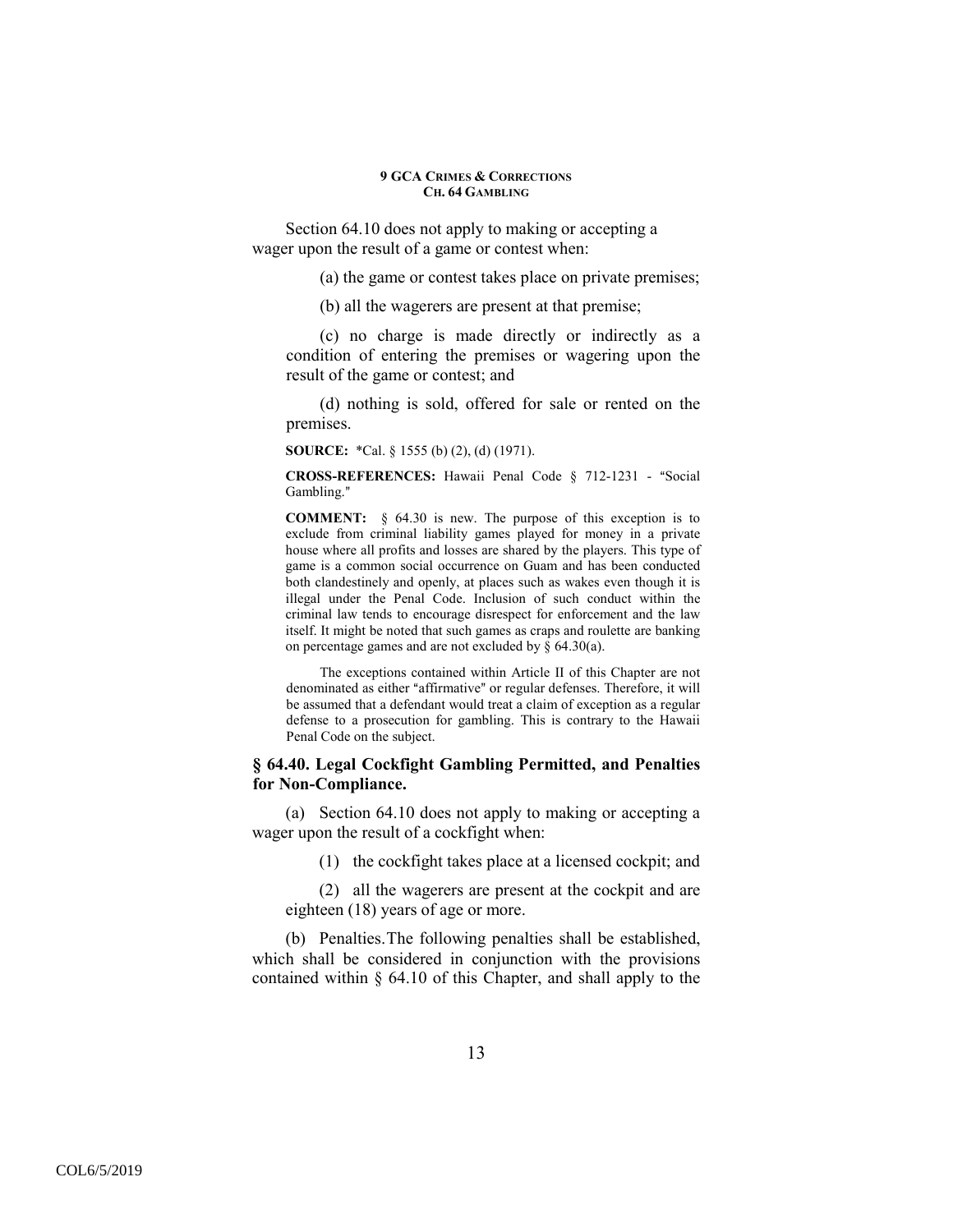Section 64.10 does not apply to making or accepting a wager upon the result of a game or contest when:

(a) the game or contest takes place on private premises;

(b) all the wagerers are present at that premise;

(c) no charge is made directly or indirectly as a condition of entering the premises or wagering upon the result of the game or contest; and

(d) nothing is sold, offered for sale or rented on the premises.

**SOURCE:** *Cal. § 1555 (b) (2), (d) (1971).

**CROSS-REFERENCES:** Hawaii Penal Code § 712-1231 - "Social Gambling."

**COMMENT:** § 64.30 is new. The purpose of this exception is to exclude from criminal liability games played for money in a private house where all profits and losses are shared by the players. This type of game is a common social occurrence on Guam and has been conducted both clandestinely and openly, at places such as wakes even though it is illegal under the Penal Code. Inclusion of such conduct within the criminal law tends to encourage disrespect for enforcement and the law itself. It might be noted that such games as craps and roulette are banking on percentage games and are not excluded by § 64.30(a).

The exceptions contained within Article II of this Chapter are not denominated as either "affirmative" or regular defenses. Therefore, it will be assumed that a defendant would treat a claim of exception as a regular defense to a prosecution for gambling. This is contrary to the Hawaii Penal Code on the subject.

### § 64.40. Legal Cockfight Gambling Permitted, and Penalties for Non-Compliance.

(a) Section 64.10 does not apply to making or accepting a wager upon the result of a cockfight when:

(1) the cockfight takes place at a licensed cockpit; and

(2) all the wagerers are present at the cockpit and are eighteen (18) years of age or more.

(b) Penalties. The following penalties shall be established, which shall be considered in conjunction with the provisions contained within § 64.10 of this Chapter, and shall apply to the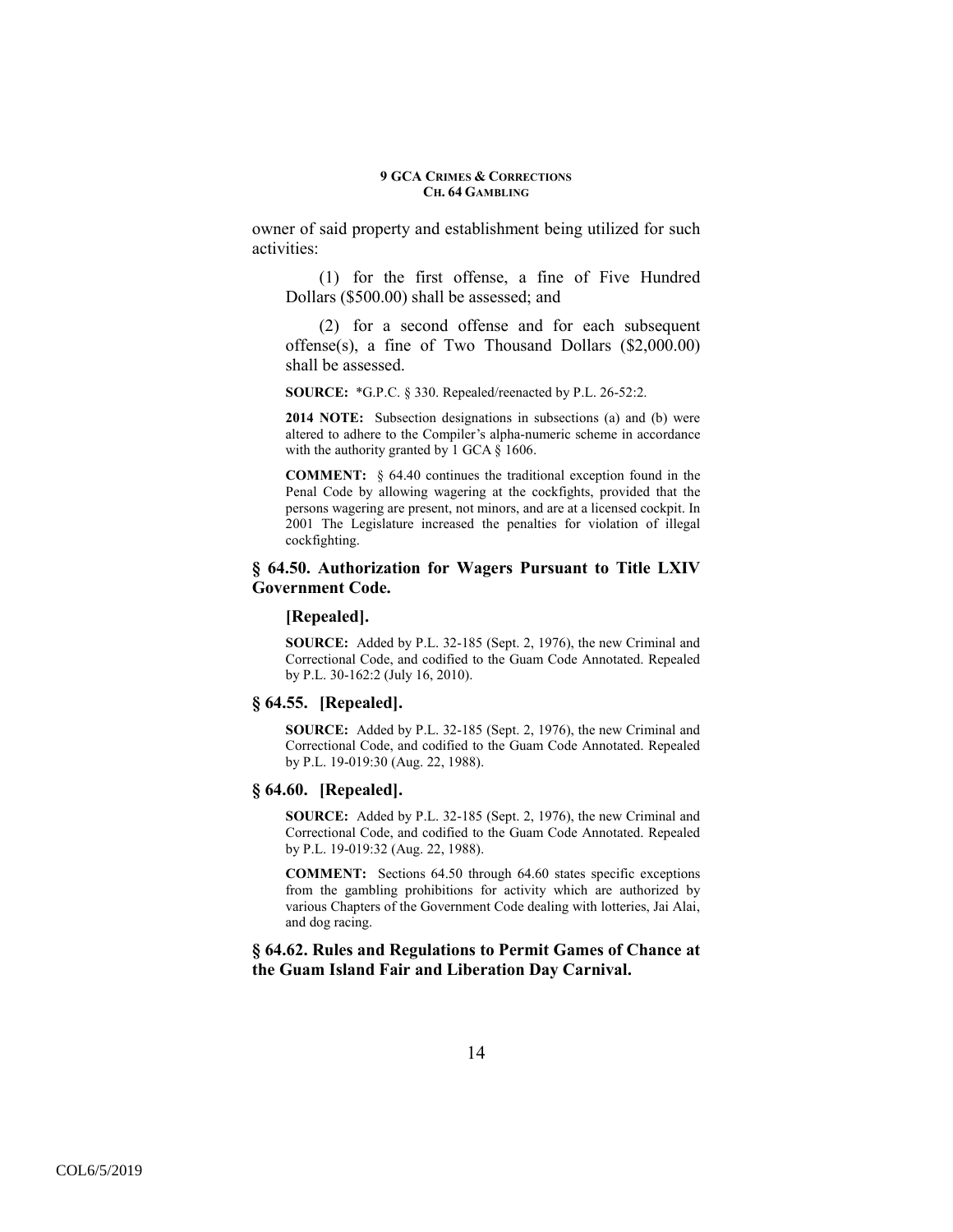owner of said property and establishment being utilized for such activities:

(1) for the first offense, a fine of Five Hundred Dollars ($500.00) shall be assessed; and

(2) for a second offense and for each subsequent offense(s), a fine of Two Thousand Dollars ($2,000.00) shall be assessed.

**SOURCE:** *G.P.C. § 330. Repealed/reenacted by P.L. 26-52:2.

**2014 NOTE:** Subsection designations in subsections (a) and (b) were altered to adhere to the Compiler's alpha-numeric scheme in accordance with the authority granted by 1 GCA § 1606.

**COMMENT:** § 64.40 continues the traditional exception found in the Penal Code by allowing wagering at the cockfights, provided that the persons wagering are present, not minors, and are at a licensed cockpit. In 2001 The Legislature increased the penalties for violation of illegal cockfighting.

### § 64.50. Authorization for Wagers Pursuant to Title LXIV Government Code.

**[Repealed].**

**SOURCE:** Added by P.L. 32-185 (Sept. 2, 1976), the new Criminal and Correctional Code, and codified to the Guam Code Annotated. Repealed by P.L. 30-162:2 (July 16, 2010).

### § 64.55. [Repealed].

**SOURCE:** Added by P.L. 32-185 (Sept. 2, 1976), the new Criminal and Correctional Code, and codified to the Guam Code Annotated. Repealed by P.L. 19-019:30 (Aug. 22, 1988).

### § 64.60. [Repealed].

**SOURCE:** Added by P.L. 32-185 (Sept. 2, 1976), the new Criminal and Correctional Code, and codified to the Guam Code Annotated. Repealed by P.L. 19-019:32 (Aug. 22, 1988).

**COMMENT:** Sections 64.50 through 64.60 states specific exceptions from the gambling prohibitions for activity which are authorized by various Chapters of the Government Code dealing with lotteries, Jai Alai, and dog racing.

### § 64.62. Rules and Regulations to Permit Games of Chance at the Guam Island Fair and Liberation Day Carnival.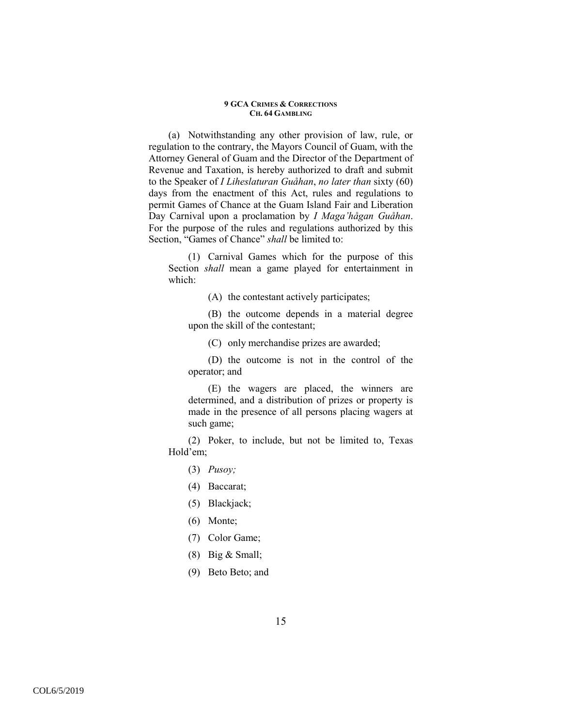(a) Notwithstanding any other provision of law, rule, or regulation to the contrary, the Mayors Council of Guam, with the Attorney General of Guam and the Director of the Department of Revenue and Taxation, is hereby authorized to draft and submit to the Speaker of *I Liheslaturan Guåhan*, *no later than* sixty (60) days from the enactment of this Act, rules and regulations to permit Games of Chance at the Guam Island Fair and Liberation Day Carnival upon a proclamation by *I Maga'hågan Guåhan*. For the purpose of the rules and regulations authorized by this Section, "Games of Chance" *shall* be limited to:

(1) Carnival Games which for the purpose of this Section *shall* mean a game played for entertainment in which:

(A) the contestant actively participates;

(B) the outcome depends in a material degree upon the skill of the contestant;

(C) only merchandise prizes are awarded;

(D) the outcome is not in the control of the operator; and

(E) the wagers are placed, the winners are determined, and a distribution of prizes or property is made in the presence of all persons placing wagers at such game;

(2) Poker, to include, but not be limited to, Texas Hold'em;

(3) *Pusoy;*

(4) Baccarat;

(5) Blackjack;

(6) Monte;

(7) Color Game;

(8) Big & Small;

(9) Beto Beto; and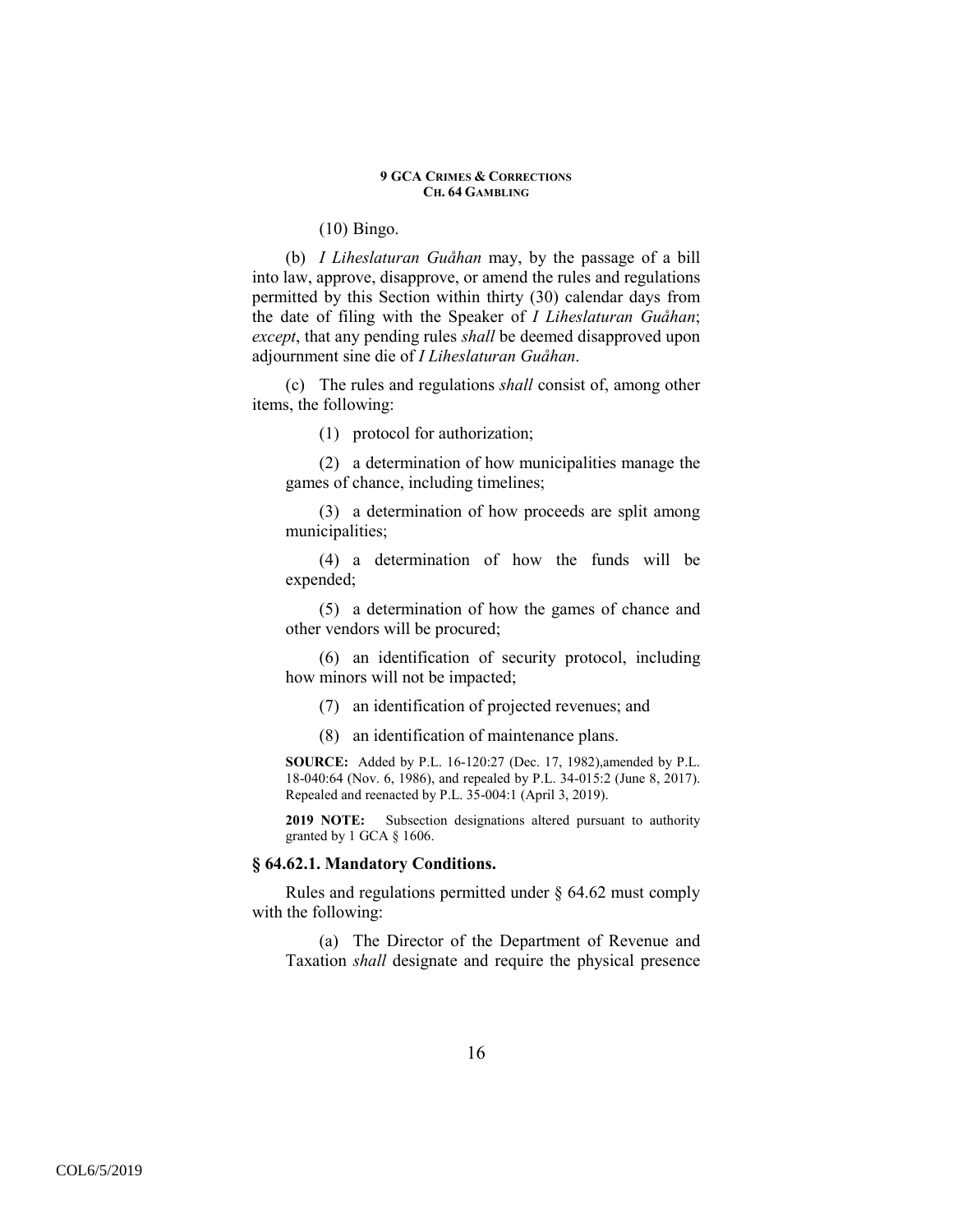(10) Bingo.

(b) *I Liheslaturan Guåhan* may, by the passage of a bill into law, approve, disapprove, or amend the rules and regulations permitted by this Section within thirty (30) calendar days from the date of filing with the Speaker of *I Liheslaturan Guåhan*; *except*, that any pending rules *shall* be deemed disapproved upon adjournment sine die of *I Liheslaturan Guåhan*.

(c) The rules and regulations *shall* consist of, among other items, the following:

(1) protocol for authorization;

(2) a determination of how municipalities manage the games of chance, including timelines;

(3) a determination of how proceeds are split among municipalities;

(4) a determination of how the funds will be expended;

(5) a determination of how the games of chance and other vendors will be procured;

(6) an identification of security protocol, including how minors will not be impacted;

(7) an identification of projected revenues; and

(8) an identification of maintenance plans.

**SOURCE:** Added by P.L. 16-120:27 (Dec. 17, 1982),amended by P.L. 18-040:64 (Nov. 6, 1986), and repealed by P.L. 34-015:2 (June 8, 2017). Repealed and reenacted by P.L. 35-004:1 (April 3, 2019).

**2019 NOTE:** Subsection designations altered pursuant to authority granted by 1 GCA § 1606.

### § 64.62.1. Mandatory Conditions.

Rules and regulations permitted under § 64.62 must comply with the following:

(a) The Director of the Department of Revenue and Taxation *shall* designate and require the physical presence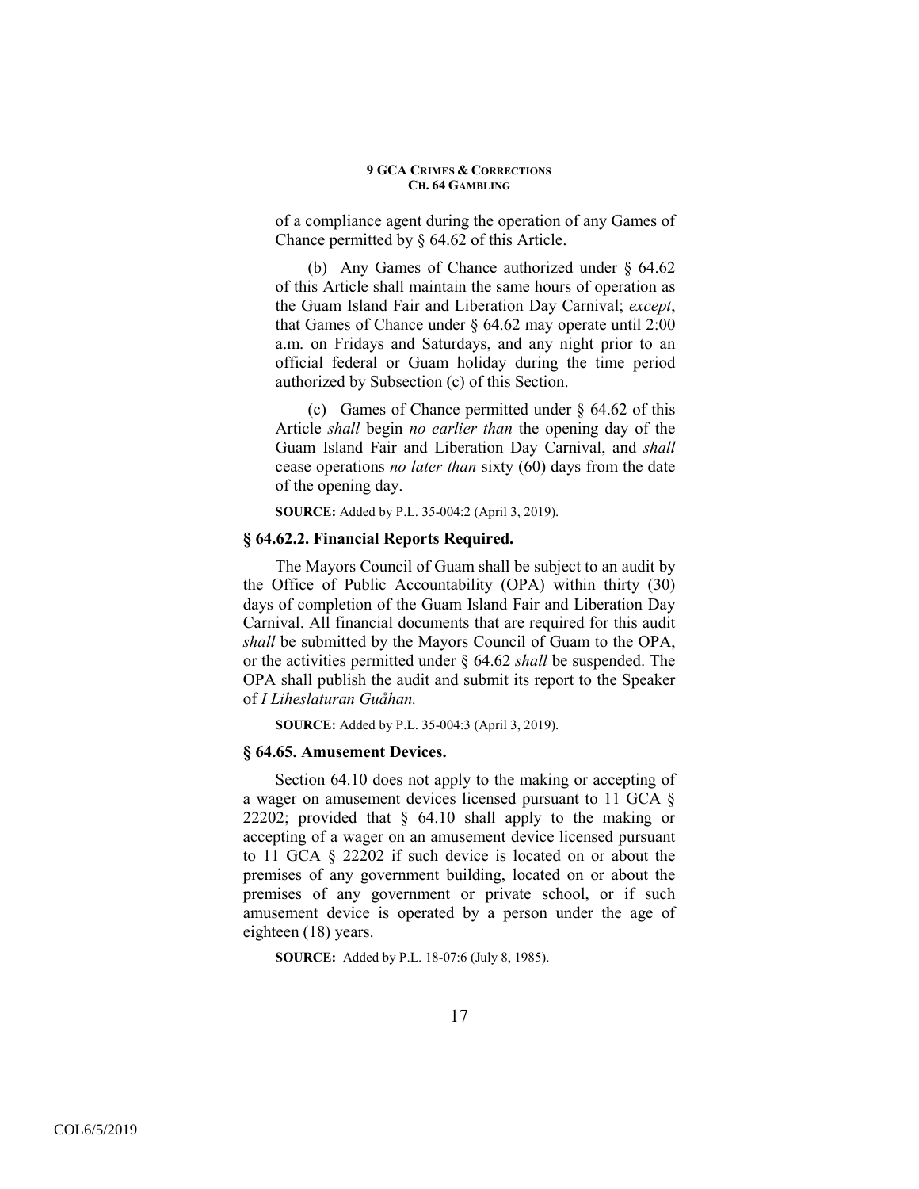of a compliance agent during the operation of any Games of Chance permitted by § 64.62 of this Article.

(b) Any Games of Chance authorized under § 64.62 of this Article shall maintain the same hours of operation as the Guam Island Fair and Liberation Day Carnival; *except*, that Games of Chance under § 64.62 may operate until 2:00 a.m. on Fridays and Saturdays, and any night prior to an official federal or Guam holiday during the time period authorized by Subsection (c) of this Section.

(c) Games of Chance permitted under § 64.62 of this Article *shall* begin *no earlier than* the opening day of the Guam Island Fair and Liberation Day Carnival, and *shall* cease operations *no later than* sixty (60) days from the date of the opening day.

**SOURCE:** Added by P.L. 35-004:2 (April 3, 2019).

### § 64.62.2. Financial Reports Required.

The Mayors Council of Guam shall be subject to an audit by the Office of Public Accountability (OPA) within thirty (30) days of completion of the Guam Island Fair and Liberation Day Carnival. All financial documents that are required for this audit *shall* be submitted by the Mayors Council of Guam to the OPA, or the activities permitted under § 64.62 *shall* be suspended. The OPA shall publish the audit and submit its report to the Speaker of *I Liheslaturan Guåhan.*

**SOURCE:** Added by P.L. 35-004:3 (April 3, 2019).

### § 64.65. Amusement Devices.

Section 64.10 does not apply to the making or accepting of a wager on amusement devices licensed pursuant to 11 GCA § 22202; provided that § 64.10 shall apply to the making or accepting of a wager on an amusement device licensed pursuant to 11 GCA § 22202 if such device is located on or about the premises of any government building, located on or about the premises of any government or private school, or if such amusement device is operated by a person under the age of eighteen (18) years.

**SOURCE:** Added by P.L. 18-07:6 (July 8, 1985).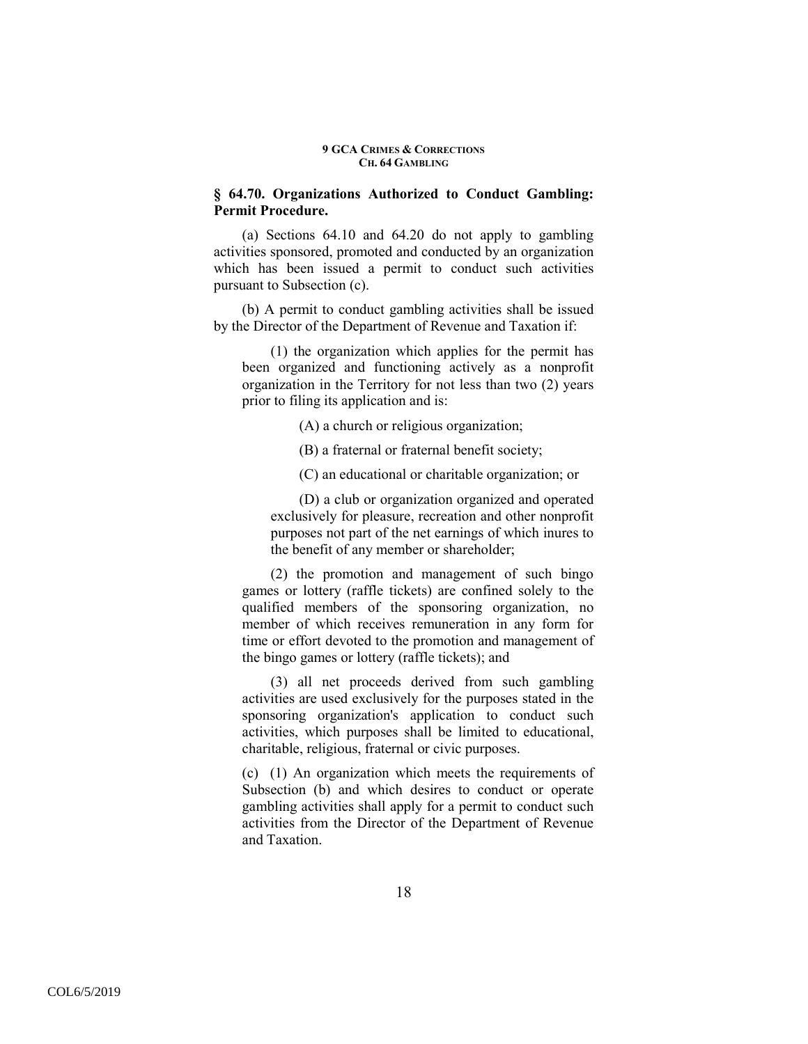## § 64.70. Organizations Authorized to Conduct Gambling: Permit Procedure.

(a) Sections 64.10 and 64.20 do not apply to gambling activities sponsored, promoted and conducted by an organization which has been issued a permit to conduct such activities pursuant to Subsection (c).

(b) A permit to conduct gambling activities shall be issued by the Director of the Department of Revenue and Taxation if:

(1) the organization which applies for the permit has been organized and functioning actively as a nonprofit organization in the Territory for not less than two (2) years prior to filing its application and is:

(A) a church or religious organization;

(B) a fraternal or fraternal benefit society;

(C) an educational or charitable organization; or

(D) a club or organization organized and operated exclusively for pleasure, recreation and other nonprofit purposes not part of the net earnings of which inures to the benefit of any member or shareholder;

(2) the promotion and management of such bingo games or lottery (raffle tickets) are confined solely to the qualified members of the sponsoring organization, no member of which receives remuneration in any form for time or effort devoted to the promotion and management of the bingo games or lottery (raffle tickets); and

(3) all net proceeds derived from such gambling activities are used exclusively for the purposes stated in the sponsoring organization's application to conduct such activities, which purposes shall be limited to educational, charitable, religious, fraternal or civic purposes.

(c) (1) An organization which meets the requirements of Subsection (b) and which desires to conduct or operate gambling activities shall apply for a permit to conduct such activities from the Director of the Department of Revenue and Taxation.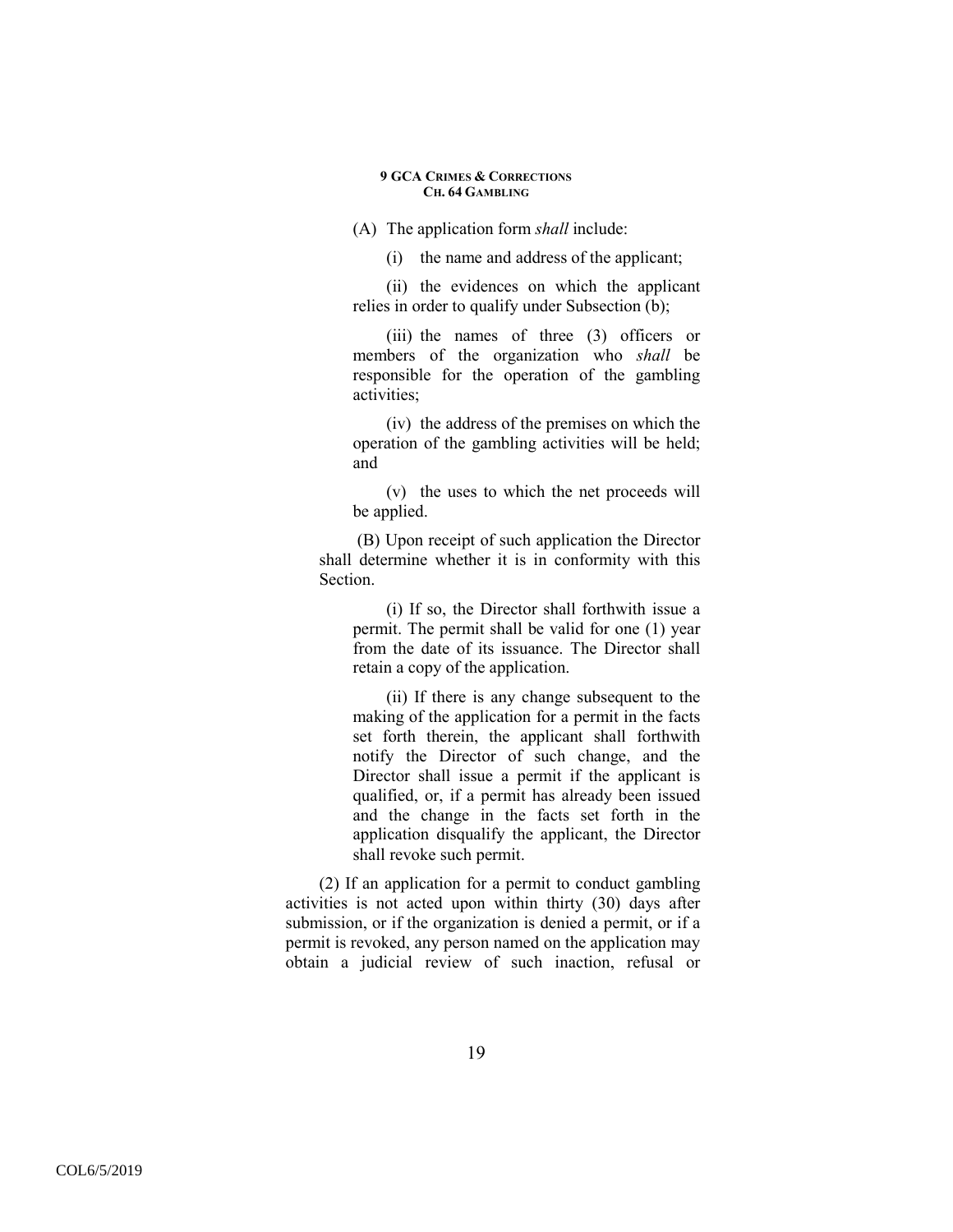(A) The application form *shall* include:

(i) the name and address of the applicant;

(ii) the evidences on which the applicant relies in order to qualify under Subsection (b);

(iii) the names of three (3) officers or members of the organization who *shall* be responsible for the operation of the gambling activities;

(iv) the address of the premises on which the operation of the gambling activities will be held; and

(v) the uses to which the net proceeds will be applied.

(B) Upon receipt of such application the Director shall determine whether it is in conformity with this Section.

(i) If so, the Director shall forthwith issue a permit. The permit shall be valid for one (1) year from the date of its issuance. The Director shall retain a copy of the application.

(ii) If there is any change subsequent to the making of the application for a permit in the facts set forth therein, the applicant shall forthwith notify the Director of such change, and the Director shall issue a permit if the applicant is qualified, or, if a permit has already been issued and the change in the facts set forth in the application disqualify the applicant, the Director shall revoke such permit.

(2) If an application for a permit to conduct gambling activities is not acted upon within thirty (30) days after submission, or if the organization is denied a permit, or if a permit is revoked, any person named on the application may obtain a judicial review of such inaction, refusal or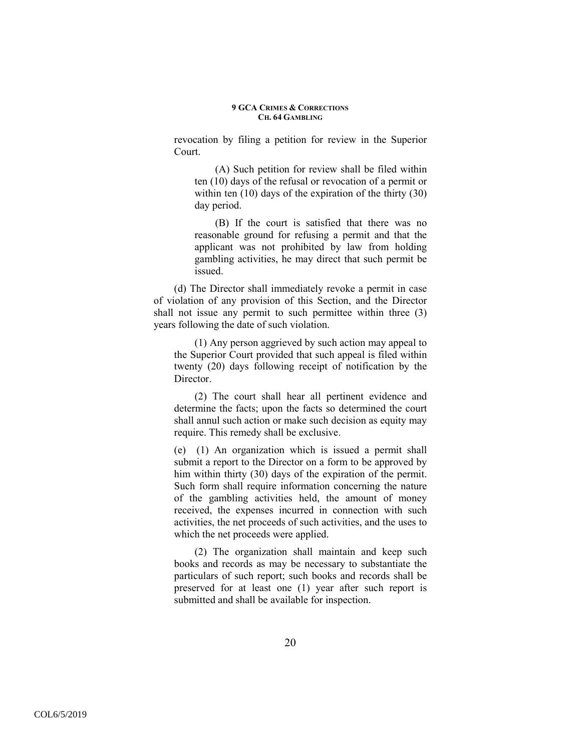revocation by filing a petition for review in the Superior Court.

(A) Such petition for review shall be filed within ten (10) days of the refusal or revocation of a permit or within ten (10) days of the expiration of the thirty (30) day period.

(B) If the court is satisfied that there was no reasonable ground for refusing a permit and that the applicant was not prohibited by law from holding gambling activities, he may direct that such permit be issued.

(d) The Director shall immediately revoke a permit in case of violation of any provision of this Section, and the Director shall not issue any permit to such permittee within three (3) years following the date of such violation.

(1) Any person aggrieved by such action may appeal to the Superior Court provided that such appeal is filed within twenty (20) days following receipt of notification by the Director.

(2) The court shall hear all pertinent evidence and determine the facts; upon the facts so determined the court shall annul such action or make such decision as equity may require. This remedy shall be exclusive.

(e) (1) An organization which is issued a permit shall submit a report to the Director on a form to be approved by him within thirty (30) days of the expiration of the permit. Such form shall require information concerning the nature of the gambling activities held, the amount of money received, the expenses incurred in connection with such activities, the net proceeds of such activities, and the uses to which the net proceeds were applied.

(2) The organization shall maintain and keep such books and records as may be necessary to substantiate the particulars of such report; such books and records shall be preserved for at least one (1) year after such report is submitted and shall be available for inspection.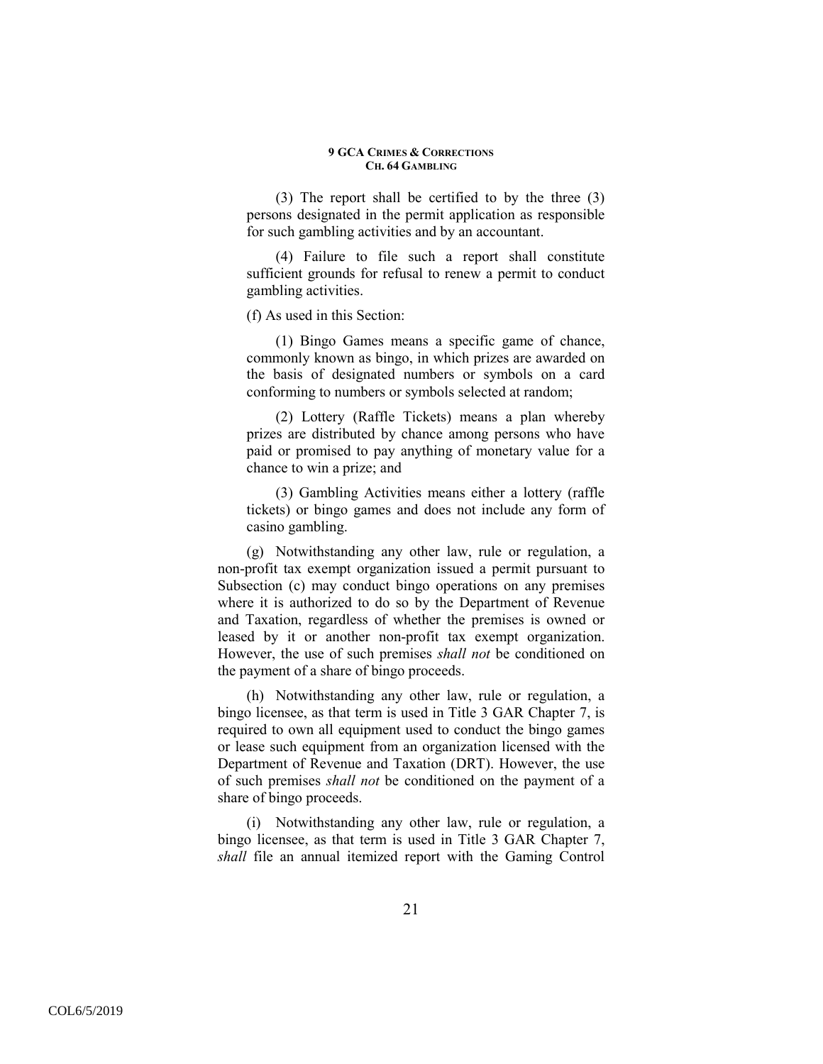(3) The report shall be certified to by the three (3) persons designated in the permit application as responsible for such gambling activities and by an accountant.

(4) Failure to file such a report shall constitute sufficient grounds for refusal to renew a permit to conduct gambling activities.

(f) As used in this Section:

(1) Bingo Games means a specific game of chance, commonly known as bingo, in which prizes are awarded on the basis of designated numbers or symbols on a card conforming to numbers or symbols selected at random;

(2) Lottery (Raffle Tickets) means a plan whereby prizes are distributed by chance among persons who have paid or promised to pay anything of monetary value for a chance to win a prize; and

(3) Gambling Activities means either a lottery (raffle tickets) or bingo games and does not include any form of casino gambling.

(g) Notwithstanding any other law, rule or regulation, a non-profit tax exempt organization issued a permit pursuant to Subsection (c) may conduct bingo operations on any premises where it is authorized to do so by the Department of Revenue and Taxation, regardless of whether the premises is owned or leased by it or another non-profit tax exempt organization. However, the use of such premises *shall not* be conditioned on the payment of a share of bingo proceeds.

(h) Notwithstanding any other law, rule or regulation, a bingo licensee, as that term is used in Title 3 GAR Chapter 7, is required to own all equipment used to conduct the bingo games or lease such equipment from an organization licensed with the Department of Revenue and Taxation (DRT). However, the use of such premises *shall not* be conditioned on the payment of a share of bingo proceeds.

(i) Notwithstanding any other law, rule or regulation, a bingo licensee, as that term is used in Title 3 GAR Chapter 7, *shall* file an annual itemized report with the Gaming Control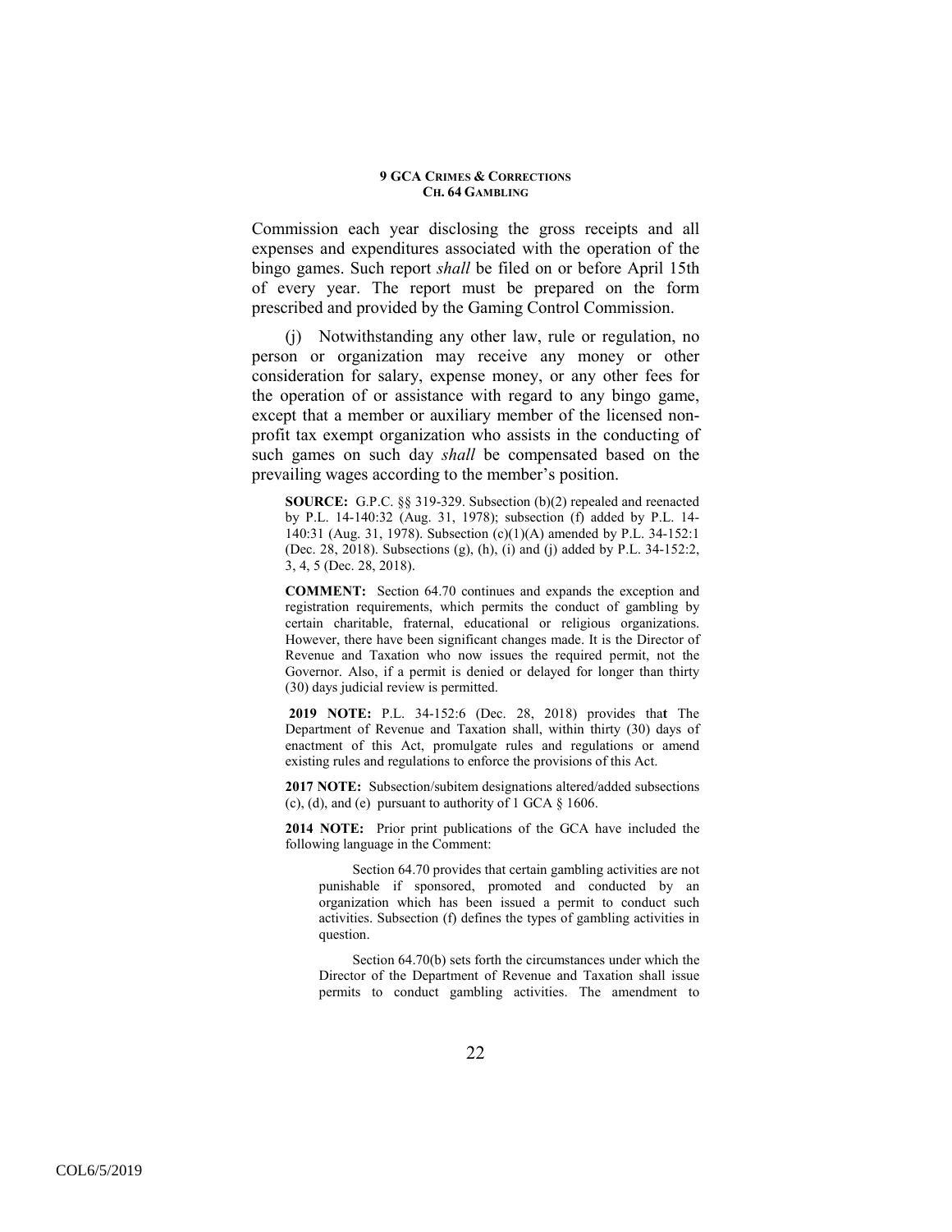Commission each year disclosing the gross receipts and all expenses and expenditures associated with the operation of the bingo games. Such report *shall* be filed on or before April 15th of every year. The report must be prepared on the form prescribed and provided by the Gaming Control Commission.

(j) Notwithstanding any other law, rule or regulation, no person or organization may receive any money or other consideration for salary, expense money, or any other fees for the operation of or assistance with regard to any bingo game, except that a member or auxiliary member of the licensed non-profit tax exempt organization who assists in the conducting of such games on such day *shall* be compensated based on the prevailing wages according to the member's position.

**SOURCE:** G.P.C. §§ 319-329. Subsection (b)(2) repealed and reenacted by P.L. 14-140:32 (Aug. 31, 1978); subsection (f) added by P.L. 14-140:31 (Aug. 31, 1978). Subsection (c)(1)(A) amended by P.L. 34-152:1 (Dec. 28, 2018). Subsections (g), (h), (i) and (j) added by P.L. 34-152:2, 3, 4, 5 (Dec. 28, 2018).

**COMMENT:** Section 64.70 continues and expands the exception and registration requirements, which permits the conduct of gambling by certain charitable, fraternal, educational or religious organizations. However, there have been significant changes made. It is the Director of Revenue and Taxation who now issues the required permit, not the Governor. Also, if a permit is denied or delayed for longer than thirty (30) days judicial review is permitted.

**2019 NOTE:** P.L. 34-152:6 (Dec. 28, 2018) provides that The Department of Revenue and Taxation shall, within thirty (30) days of enactment of this Act, promulgate rules and regulations or amend existing rules and regulations to enforce the provisions of this Act.

**2017 NOTE:** Subsection/subitem designations altered/added subsections (c), (d), and (e) pursuant to authority of 1 GCA § 1606.

**2014 NOTE:** Prior print publications of the GCA have included the following language in the Comment:

> Section 64.70 provides that certain gambling activities are not punishable if sponsored, promoted and conducted by an organization which has been issued a permit to conduct such activities. Subsection (f) defines the types of gambling activities in question.
>
> Section 64.70(b) sets forth the circumstances under which the Director of the Department of Revenue and Taxation shall issue permits to conduct gambling activities. The amendment to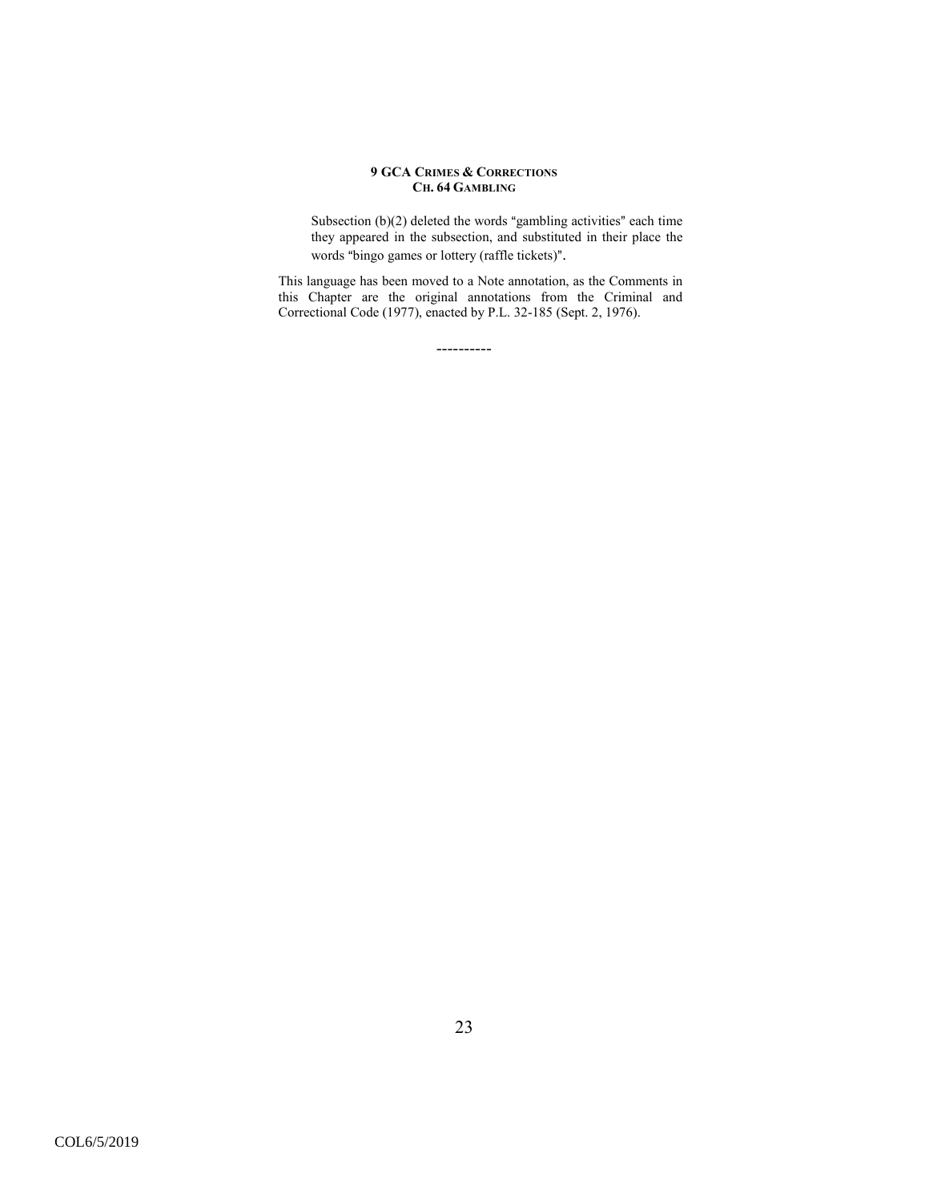Subsection (b)(2) deleted the words "gambling activities" each time they appeared in the subsection, and substituted in their place the words "bingo games or lottery (raffle tickets)".

This language has been moved to a Note annotation, as the Comments in this Chapter are the original annotations from the Criminal and Correctional Code (1977), enacted by P.L. 32-185 (Sept. 2, 1976).

----------